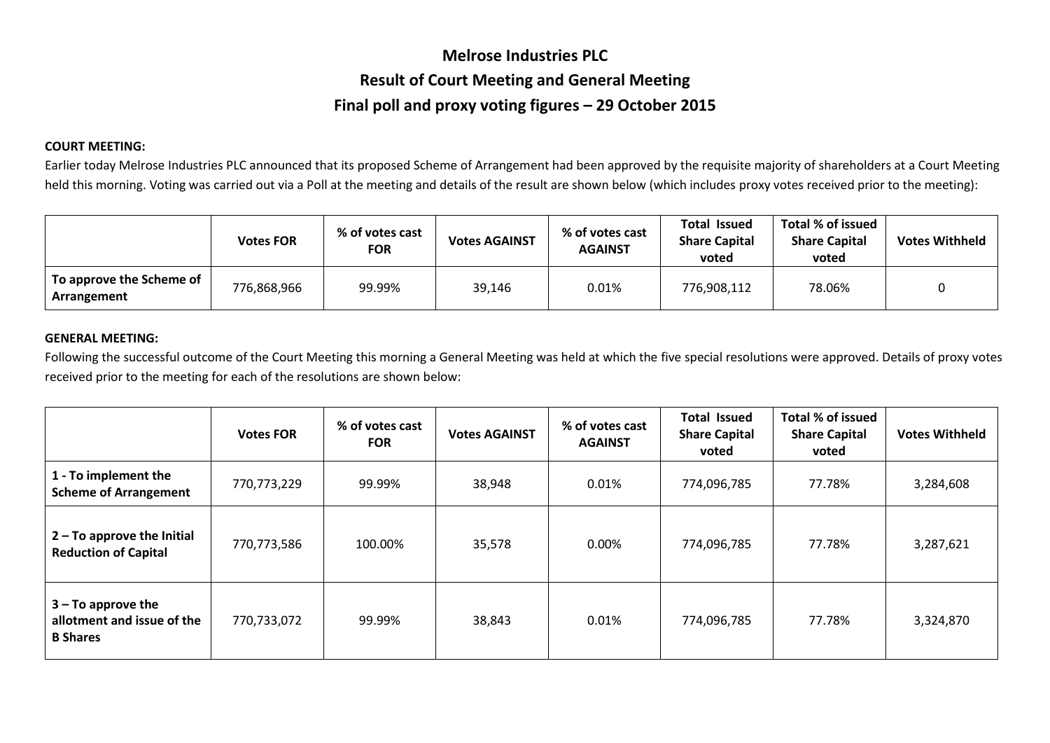# Melrose Industries PLC

## Result of Court Meeting and General Meeting

## Final poll and proxy voting figures – 29 October 2015

**COURT MEETING:**

Earlier today Melrose Industries PLC announced that its proposed Scheme of Arrangement had been approved by the requisite majority of shareholders at a Court Meeting held this morning. Voting was carried out via a Poll at the meeting and details of the result are shown below (which includes proxy votes received prior to the meeting):

| | Votes FOR | % of votes cast FOR | Votes AGAINST | % of votes cast AGAINST | Total Issued Share Capital voted | Total % of issued Share Capital voted | Votes Withheld |
|---|---|---|---|---|---|---|---|
| To approve the Scheme of Arrangement | 776,868,966 | 99.99% | 39,146 | 0.01% | 776,908,112 | 78.06% | 0 |

**GENERAL MEETING:**

Following the successful outcome of the Court Meeting this morning a General Meeting was held at which the five special resolutions were approved. Details of proxy votes received prior to the meeting for each of the resolutions are shown below:

| | Votes FOR | % of votes cast FOR | Votes AGAINST | % of votes cast AGAINST | Total Issued Share Capital voted | Total % of issued Share Capital voted | Votes Withheld |
|---|---|---|---|---|---|---|---|
| **1 - To implement the Scheme of Arrangement** | 770,773,229 | 99.99% | 38,948 | 0.01% | 774,096,785 | 77.78% | 3,284,608 |
| **2 – To approve the Initial Reduction of Capital** | 770,773,586 | 100.00% | 35,578 | 0.00% | 774,096,785 | 77.78% | 3,287,621 |
| **3 – To approve the allotment and issue of the B Shares** | 770,733,072 | 99.99% | 38,843 | 0.01% | 774,096,785 | 77.78% | 3,324,870 |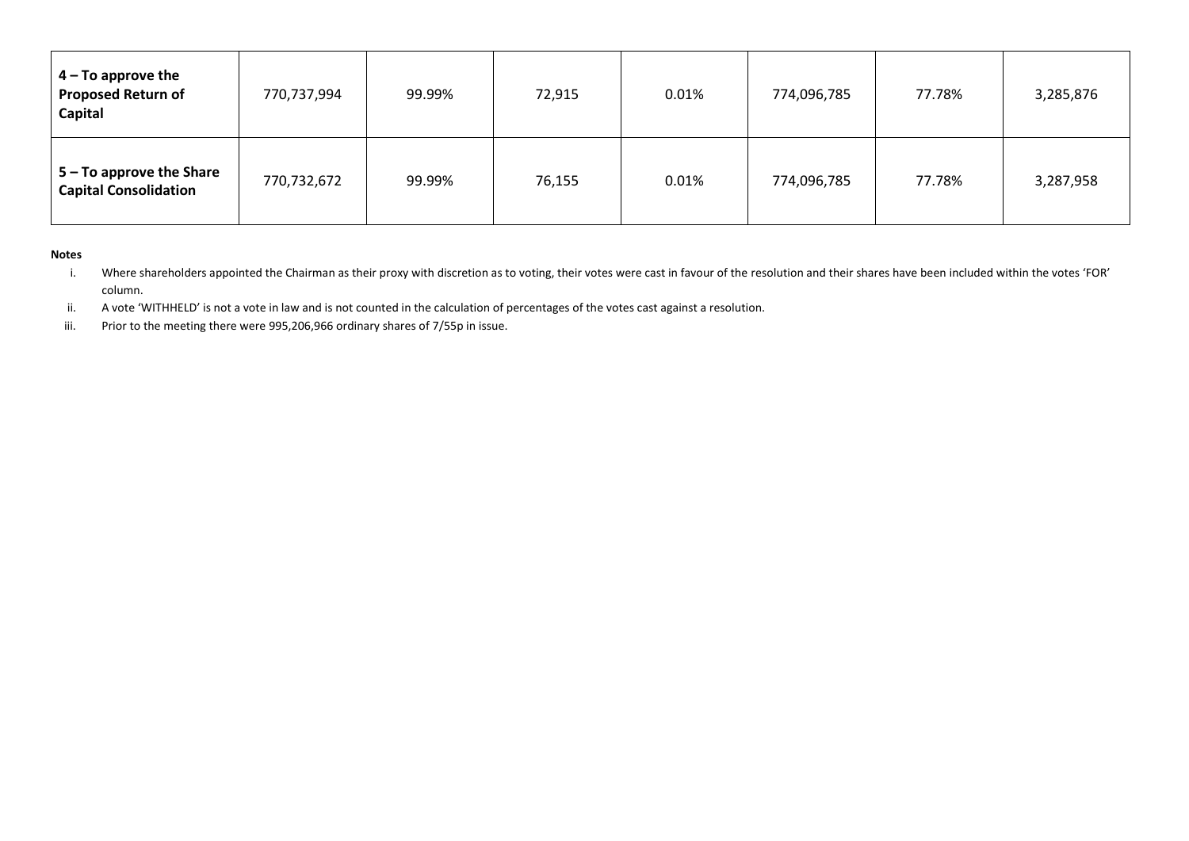| | | | | | | | |
|---|---|---|---|---|---|---|---|
| **4 – To approve the Proposed Return of Capital** | 770,737,994 | 99.99% | 72,915 | 0.01% | 774,096,785 | 77.78% | 3,285,876 |
| **5 – To approve the Share Capital Consolidation** | 770,732,672 | 99.99% | 76,155 | 0.01% | 774,096,785 | 77.78% | 3,287,958 |

**Notes**

i. Where shareholders appointed the Chairman as their proxy with discretion as to voting, their votes were cast in favour of the resolution and their shares have been included within the votes 'FOR' column.

ii. A vote 'WITHHELD' is not a vote in law and is not counted in the calculation of percentages of the votes cast against a resolution.

iii. Prior to the meeting there were 995,206,966 ordinary shares of 7/55p in issue.